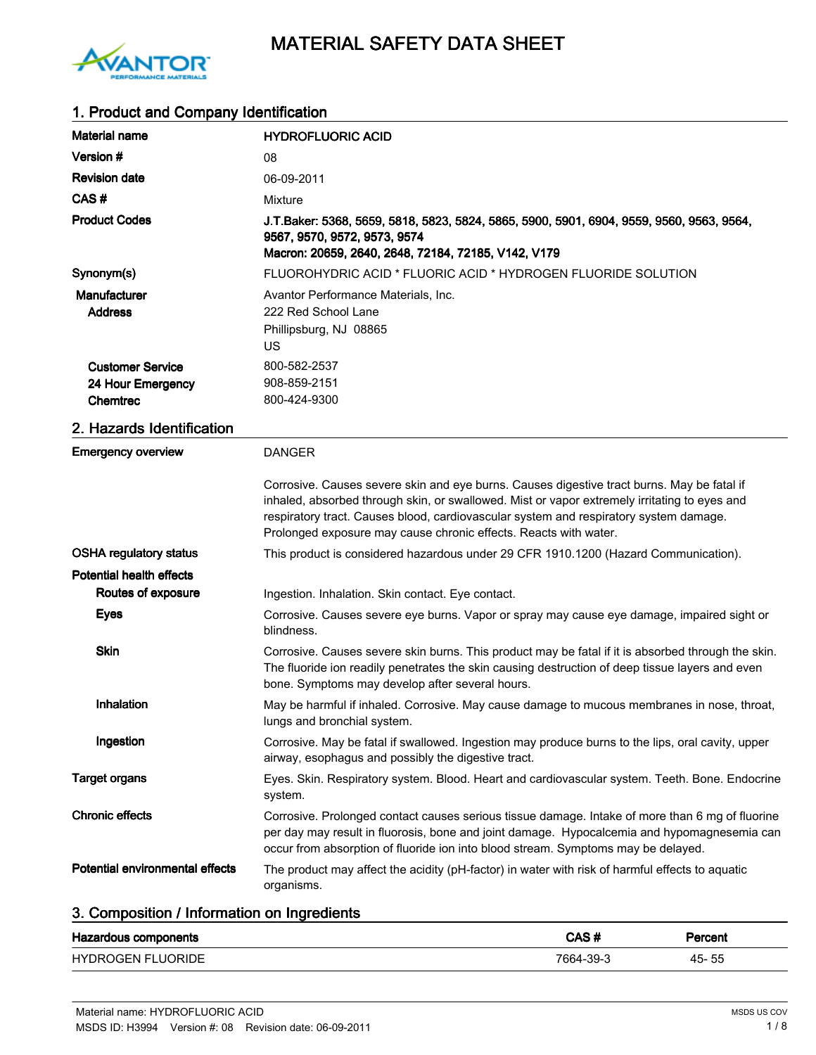# MATERIAL SAFETY DATA SHEET

## 1. Product and Company Identification

| | |
|---|---|
| **Material name** | **HYDROFLUORIC ACID** |
| **Version #** | 08 |
| **Revision date** | 06-09-2011 |
| **CAS #** | Mixture |
| **Product Codes** | **J.T.Baker: 5368, 5659, 5818, 5823, 5824, 5865, 5900, 5901, 6904, 9559, 9560, 9563, 9564, 9567, 9570, 9572, 9573, 9574**<br>**Macron: 20659, 2640, 2648, 72184, 72185, V142, V179** |
| **Synonym(s)** | FLUOROHYDRIC ACID * FLUORIC ACID * HYDROGEN FLUORIDE SOLUTION |
| **Manufacturer**<br>**Address** | Avantor Performance Materials, Inc.<br>222 Red School Lane<br>Phillipsburg, NJ 08865<br>US |
| **Customer Service** | 800-582-2537 |
| **24 Hour Emergency** | 908-859-2151 |
| **Chemtrec** | 800-424-9300 |

## 2. Hazards Identification

**Emergency overview**

DANGER

Corrosive. Causes severe skin and eye burns. Causes digestive tract burns. May be fatal if inhaled, absorbed through skin, or swallowed. Mist or vapor extremely irritating to eyes and respiratory tract. Causes blood, cardiovascular system and respiratory system damage. Prolonged exposure may cause chronic effects. Reacts with water.

**OSHA regulatory status**

This product is considered hazardous under 29 CFR 1910.1200 (Hazard Communication).

**Potential health effects**

**Routes of exposure**

Ingestion. Inhalation. Skin contact. Eye contact.

**Eyes**

Corrosive. Causes severe eye burns. Vapor or spray may cause eye damage, impaired sight or blindness.

**Skin**

Corrosive. Causes severe skin burns. This product may be fatal if it is absorbed through the skin. The fluoride ion readily penetrates the skin causing destruction of deep tissue layers and even bone. Symptoms may develop after several hours.

**Inhalation**

May be harmful if inhaled. Corrosive. May cause damage to mucous membranes in nose, throat, lungs and bronchial system.

**Ingestion**

Corrosive. May be fatal if swallowed. Ingestion may produce burns to the lips, oral cavity, upper airway, esophagus and possibly the digestive tract.

**Target organs**

Eyes. Skin. Respiratory system. Blood. Heart and cardiovascular system. Teeth. Bone. Endocrine system.

**Chronic effects**

Corrosive. Prolonged contact causes serious tissue damage. Intake of more than 6 mg of fluorine per day may result in fluorosis, bone and joint damage. Hypocalcemia and hypomagnesemia can occur from absorption of fluoride ion into blood stream. Symptoms may be delayed.

**Potential environmental effects**

The product may affect the acidity (pH-factor) in water with risk of harmful effects to aquatic organisms.

## 3. Composition / Information on Ingredients

| Hazardous components | CAS # | Percent |
|---|---|---|
| HYDROGEN FLUORIDE | 7664-39-3 | 45- 55 |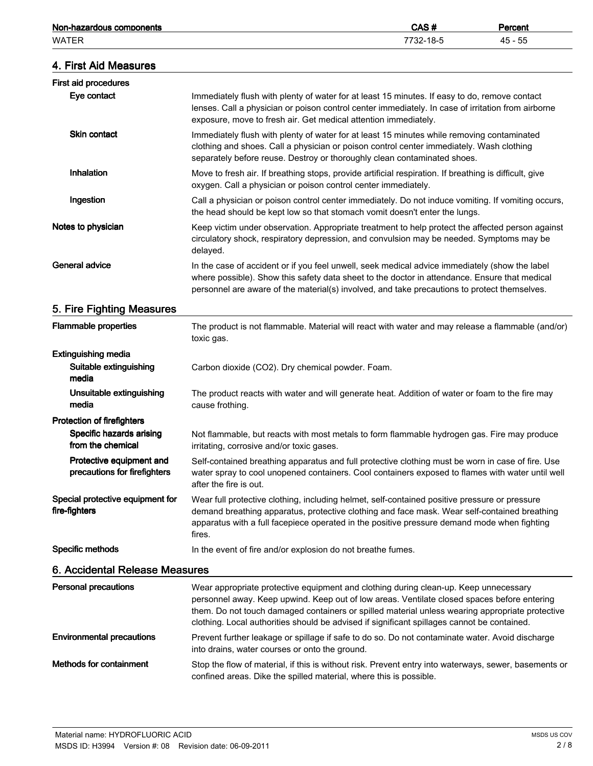| Non-hazardous components | CAS # | Percent |
|---|---|---|
| WATER | 7732-18-5 | 45 - 55 |

## 4. First Aid Measures

**First aid procedures**

**Eye contact**
Immediately flush with plenty of water for at least 15 minutes. If easy to do, remove contact lenses. Call a physician or poison control center immediately. In case of irritation from airborne exposure, move to fresh air. Get medical attention immediately.

**Skin contact**
Immediately flush with plenty of water for at least 15 minutes while removing contaminated clothing and shoes. Call a physician or poison control center immediately. Wash clothing separately before reuse. Destroy or thoroughly clean contaminated shoes.

**Inhalation**
Move to fresh air. If breathing stops, provide artificial respiration. If breathing is difficult, give oxygen. Call a physician or poison control center immediately.

**Ingestion**
Call a physician or poison control center immediately. Do not induce vomiting. If vomiting occurs, the head should be kept low so that stomach vomit doesn't enter the lungs.

**Notes to physician**
Keep victim under observation. Appropriate treatment to help protect the affected person against circulatory shock, respiratory depression, and convulsion may be needed. Symptoms may be delayed.

**General advice**
In the case of accident or if you feel unwell, seek medical advice immediately (show the label where possible). Show this safety data sheet to the doctor in attendance. Ensure that medical personnel are aware of the material(s) involved, and take precautions to protect themselves.

## 5. Fire Fighting Measures

**Flammable properties**
The product is not flammable. Material will react with water and may release a flammable (and/or) toxic gas.

**Extinguishing media**

**Suitable extinguishing media**
Carbon dioxide ($CO_2$). Dry chemical powder. Foam.

**Unsuitable extinguishing media**
The product reacts with water and will generate heat. Addition of water or foam to the fire may cause frothing.

**Protection of firefighters**

**Specific hazards arising from the chemical**
Not flammable, but reacts with most metals to form flammable hydrogen gas. Fire may produce irritating, corrosive and/or toxic gases.

**Protective equipment and precautions for firefighters**
Self-contained breathing apparatus and full protective clothing must be worn in case of fire. Use water spray to cool unopened containers. Cool containers exposed to flames with water until well after the fire is out.

**Special protective equipment for fire-fighters**
Wear full protective clothing, including helmet, self-contained positive pressure or pressure demand breathing apparatus, protective clothing and face mask. Wear self-contained breathing apparatus with a full facepiece operated in the positive pressure demand mode when fighting fires.

**Specific methods**
In the event of fire and/or explosion do not breathe fumes.

## 6. Accidental Release Measures

**Personal precautions**
Wear appropriate protective equipment and clothing during clean-up. Keep unnecessary personnel away. Keep upwind. Keep out of low areas. Ventilate closed spaces before entering them. Do not touch damaged containers or spilled material unless wearing appropriate protective clothing. Local authorities should be advised if significant spillages cannot be contained.

**Environmental precautions**
Prevent further leakage or spillage if safe to do so. Do not contaminate water. Avoid discharge into drains, water courses or onto the ground.

**Methods for containment**
Stop the flow of material, if this is without risk. Prevent entry into waterways, sewer, basements or confined areas. Dike the spilled material, where this is possible.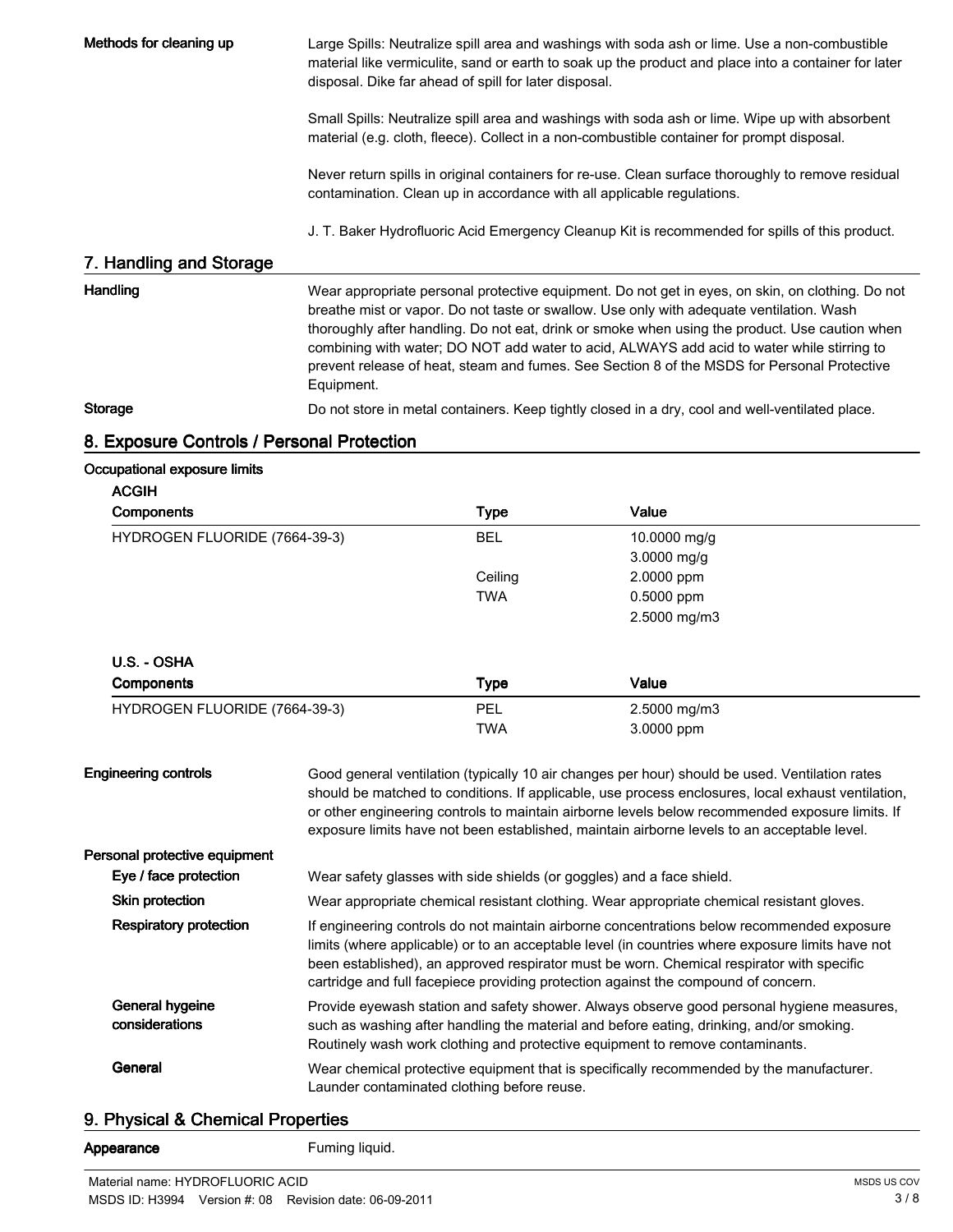**Methods for cleaning up**

Large Spills: Neutralize spill area and washings with soda ash or lime. Use a non-combustible material like vermiculite, sand or earth to soak up the product and place into a container for later disposal. Dike far ahead of spill for later disposal.

Small Spills: Neutralize spill area and washings with soda ash or lime. Wipe up with absorbent material (e.g. cloth, fleece). Collect in a non-combustible container for prompt disposal.

Never return spills in original containers for re-use. Clean surface thoroughly to remove residual contamination. Clean up in accordance with all applicable regulations.

J. T. Baker Hydrofluoric Acid Emergency Cleanup Kit is recommended for spills of this product.

## 7. Handling and Storage

**Handling**

Wear appropriate personal protective equipment. Do not get in eyes, on skin, on clothing. Do not breathe mist or vapor. Do not taste or swallow. Use only with adequate ventilation. Wash thoroughly after handling. Do not eat, drink or smoke when using the product. Use caution when combining with water; DO NOT add water to acid, ALWAYS add acid to water while stirring to prevent release of heat, steam and fumes. See Section 8 of the MSDS for Personal Protective Equipment.

**Storage**

Do not store in metal containers. Keep tightly closed in a dry, cool and well-ventilated place.

## 8. Exposure Controls / Personal Protection

**Occupational exposure limits**

**ACGIH**

| Components | Type | Value |
|---|---|---|
| HYDROGEN FLUORIDE (7664-39-3) | BEL | 10.0000 mg/g |
| | | 3.0000 mg/g |
| | Ceiling | 2.0000 ppm |
| | TWA | 0.5000 ppm |
| | | 2.5000 mg/m3 |

**U.S. - OSHA**

| Components | Type | Value |
|---|---|---|
| HYDROGEN FLUORIDE (7664-39-3) | PEL | 2.5000 mg/m3 |
| | TWA | 3.0000 ppm |

**Engineering controls**

Good general ventilation (typically 10 air changes per hour) should be used. Ventilation rates should be matched to conditions. If applicable, use process enclosures, local exhaust ventilation, or other engineering controls to maintain airborne levels below recommended exposure limits. If exposure limits have not been established, maintain airborne levels to an acceptable level.

**Personal protective equipment**

**Eye / face protection**

Wear safety glasses with side shields (or goggles) and a face shield.

**Skin protection**

Wear appropriate chemical resistant clothing. Wear appropriate chemical resistant gloves.

**Respiratory protection**

If engineering controls do not maintain airborne concentrations below recommended exposure limits (where applicable) or to an acceptable level (in countries where exposure limits have not been established), an approved respirator must be worn. Chemical respirator with specific cartridge and full facepiece providing protection against the compound of concern.

**General hygeine considerations**

Provide eyewash station and safety shower. Always observe good personal hygiene measures, such as washing after handling the material and before eating, drinking, and/or smoking. Routinely wash work clothing and protective equipment to remove contaminants.

**General**

Wear chemical protective equipment that is specifically recommended by the manufacturer. Launder contaminated clothing before reuse.

## 9. Physical & Chemical Properties

**Appearance**

Fuming liquid.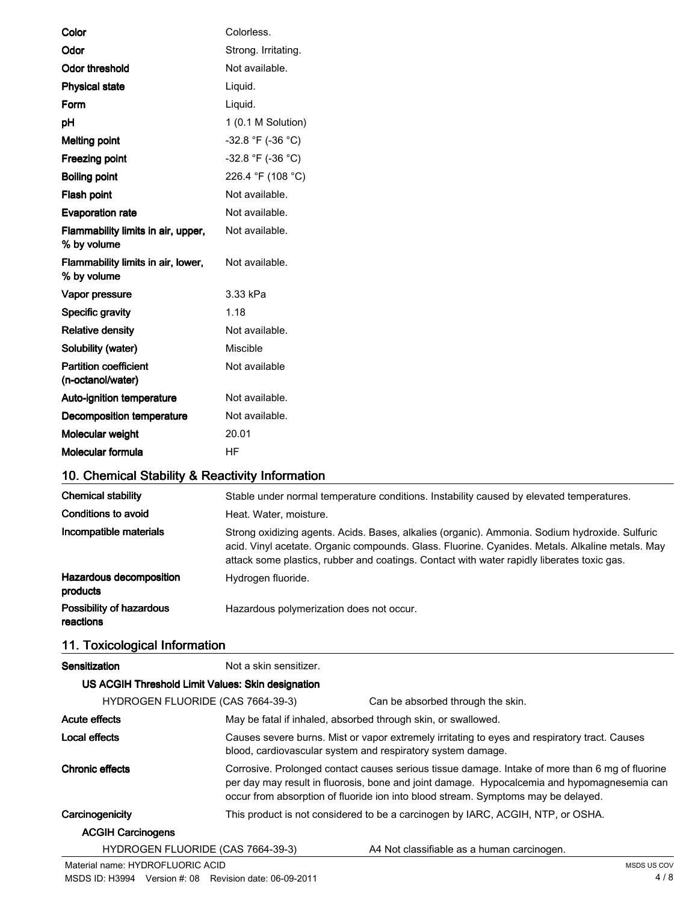| | |
|---|---|
| **Color** | Colorless. |
| **Odor** | Strong. Irritating. |
| **Odor threshold** | Not available. |
| **Physical state** | Liquid. |
| **Form** | Liquid. |
| **pH** | 1 (0.1 M Solution) |
| **Melting point** | -32.8 °F (-36 °C) |
| **Freezing point** | -32.8 °F (-36 °C) |
| **Boiling point** | 226.4 °F (108 °C) |
| **Flash point** | Not available. |
| **Evaporation rate** | Not available. |
| **Flammability limits in air, upper, % by volume** | Not available. |
| **Flammability limits in air, lower, % by volume** | Not available. |
| **Vapor pressure** | 3.33 kPa |
| **Specific gravity** | 1.18 |
| **Relative density** | Not available. |
| **Solubility (water)** | Miscible |
| **Partition coefficient (n-octanol/water)** | Not available |
| **Auto-ignition temperature** | Not available. |
| **Decomposition temperature** | Not available. |
| **Molecular weight** | 20.01 |
| **Molecular formula** | HF |

## 10. Chemical Stability & Reactivity Information

| | |
|---|---|
| **Chemical stability** | Stable under normal temperature conditions. Instability caused by elevated temperatures. |
| **Conditions to avoid** | Heat. Water, moisture. |
| **Incompatible materials** | Strong oxidizing agents. Acids. Bases, alkalies (organic). Ammonia. Sodium hydroxide. Sulfuric acid. Vinyl acetate. Organic compounds. Glass. Fluorine. Cyanides. Metals. Alkaline metals. May attack some plastics, rubber and coatings. Contact with water rapidly liberates toxic gas. |
| **Hazardous decomposition products** | Hydrogen fluoride. |
| **Possibility of hazardous reactions** | Hazardous polymerization does not occur. |

## 11. Toxicological Information

**Sensitization** Not a skin sensitizer.

**US ACGIH Threshold Limit Values: Skin designation**

| | |
|---|---|
| HYDROGEN FLUORIDE (CAS 7664-39-3) | Can be absorbed through the skin. |

| | |
|---|---|
| **Acute effects** | May be fatal if inhaled, absorbed through skin, or swallowed. |
| **Local effects** | Causes severe burns. Mist or vapor extremely irritating to eyes and respiratory tract. Causes blood, cardiovascular system and respiratory system damage. |
| **Chronic effects** | Corrosive. Prolonged contact causes serious tissue damage. Intake of more than 6 mg of fluorine per day may result in fluorosis, bone and joint damage. Hypocalcemia and hypomagnesemia can occur from absorption of fluoride ion into blood stream. Symptoms may be delayed. |
| **Carcinogenicity** | This product is not considered to be a carcinogen by IARC, ACGIH, NTP, or OSHA. |

**ACGIH Carcinogens**

| | |
|---|---|
| HYDROGEN FLUORIDE (CAS 7664-39-3) | A4 Not classifiable as a human carcinogen. |

Material name: HYDROFLUORIC ACID
MSDS ID: H3994 Version #: 08 Revision date: 06-09-2011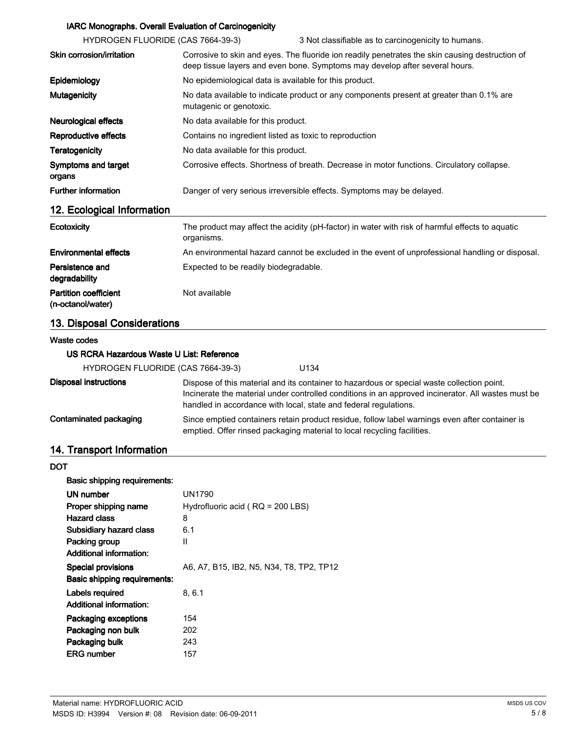**IARC Monographs. Overall Evaluation of Carcinogenicity**

| | |
|---|---|
| HYDROGEN FLUORIDE (CAS 7664-39-3) | 3 Not classifiable as to carcinogenicity to humans. |

| | |
|---|---|
| **Skin corrosion/irritation** | Corrosive to skin and eyes. The fluoride ion readily penetrates the skin causing destruction of deep tissue layers and even bone. Symptoms may develop after several hours. |
| **Epidemiology** | No epidemiological data is available for this product. |
| **Mutagenicity** | No data available to indicate product or any components present at greater than 0.1% are mutagenic or genotoxic. |
| **Neurological effects** | No data available for this product. |
| **Reproductive effects** | Contains no ingredient listed as toxic to reproduction |
| **Teratogenicity** | No data available for this product. |
| **Symptoms and target organs** | Corrosive effects. Shortness of breath. Decrease in motor functions. Circulatory collapse. |
| **Further information** | Danger of very serious irreversible effects. Symptoms may be delayed. |

## 12. Ecological Information

| | |
|---|---|
| **Ecotoxicity** | The product may affect the acidity (pH-factor) in water with risk of harmful effects to aquatic organisms. |
| **Environmental effects** | An environmental hazard cannot be excluded in the event of unprofessional handling or disposal. |
| **Persistence and degradability** | Expected to be readily biodegradable. |
| **Partition coefficient (n-octanol/water)** | Not available |

## 13. Disposal Considerations

Waste codes

**US RCRA Hazardous Waste U List: Reference**

| | |
|---|---|
| HYDROGEN FLUORIDE (CAS 7664-39-3) | U134 |

| | |
|---|---|
| **Disposal instructions** | Dispose of this material and its container to hazardous or special waste collection point. Incinerate the material under controlled conditions in an approved incinerator. All wastes must be handled in accordance with local, state and federal regulations. |
| **Contaminated packaging** | Since emptied containers retain product residue, follow label warnings even after container is emptied. Offer rinsed packaging material to local recycling facilities. |

## 14. Transport Information

**DOT**

**Basic shipping requirements:**

| | |
|---|---|
| **UN number** | UN1790 |
| **Proper shipping name** | Hydrofluoric acid ( RQ = 200 LBS) |
| **Hazard class** | 8 |
| **Subsidiary hazard class** | 6.1 |
| **Packing group** | II |

**Additional information:**

| | |
|---|---|
| **Special provisions** | A6, A7, B15, IB2, N5, N34, T8, TP2, TP12 |

**Basic shipping requirements:**

| | |
|---|---|
| **Labels required** | 8, 6.1 |

**Additional information:**

| | |
|---|---|
| **Packaging exceptions** | 154 |
| **Packaging non bulk** | 202 |
| **Packaging bulk** | 243 |
| **ERG number** | 157 |

Material name: HYDROFLUORIC ACID
MSDS ID: H3994 Version #: 08 Revision date: 06-09-2011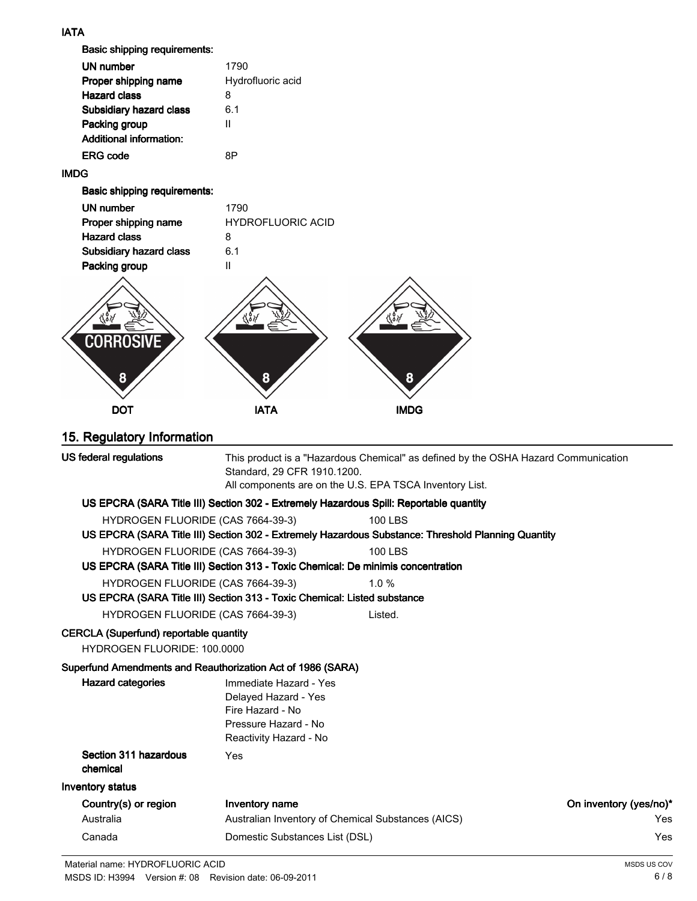**IATA**

**Basic shipping requirements:**

**UN number** 1790

**Proper shipping name** Hydrofluoric acid

**Hazard class** 8

**Subsidiary hazard class** 6.1

**Packing group** II

**Additional information:**

**ERG code** 8P

**IMDG**

**Basic shipping requirements:**

**UN number** 1790

**Proper shipping name** HYDROFLUORIC ACID

**Hazard class** 8

**Subsidiary hazard class** 6.1

**Packing group** II

CORROSIVE 8 | 8 | 8

**DOT** **IATA** **IMDG**

## 15. Regulatory Information

**US federal regulations** This product is a "Hazardous Chemical" as defined by the OSHA Hazard Communication Standard, 29 CFR 1910.1200.
All components are on the U.S. EPA TSCA Inventory List.

**US EPCRA (SARA Title III) Section 302 - Extremely Hazardous Spill: Reportable quantity**

HYDROGEN FLUORIDE (CAS 7664-39-3) 100 LBS

**US EPCRA (SARA Title III) Section 302 - Extremely Hazardous Substance: Threshold Planning Quantity**

HYDROGEN FLUORIDE (CAS 7664-39-3) 100 LBS

**US EPCRA (SARA Title III) Section 313 - Toxic Chemical: De minimis concentration**

HYDROGEN FLUORIDE (CAS 7664-39-3) 1.0 %

**US EPCRA (SARA Title III) Section 313 - Toxic Chemical: Listed substance**

HYDROGEN FLUORIDE (CAS 7664-39-3) Listed.

**CERCLA (Superfund) reportable quantity**

HYDROGEN FLUORIDE: 100.0000

**Superfund Amendments and Reauthorization Act of 1986 (SARA)**

**Hazard categories**
Immediate Hazard - Yes
Delayed Hazard - Yes
Fire Hazard - No
Pressure Hazard - No
Reactivity Hazard - No

**Section 311 hazardous chemical** Yes

**Inventory status**

| Country(s) or region | Inventory name | On inventory (yes/no)* |
|---|---|---|
| Australia | Australian Inventory of Chemical Substances (AICS) | Yes |
| Canada | Domestic Substances List (DSL) | Yes |

Material name: HYDROFLUORIC ACID
MSDS ID: H3994 Version #: 08 Revision date: 06-09-2011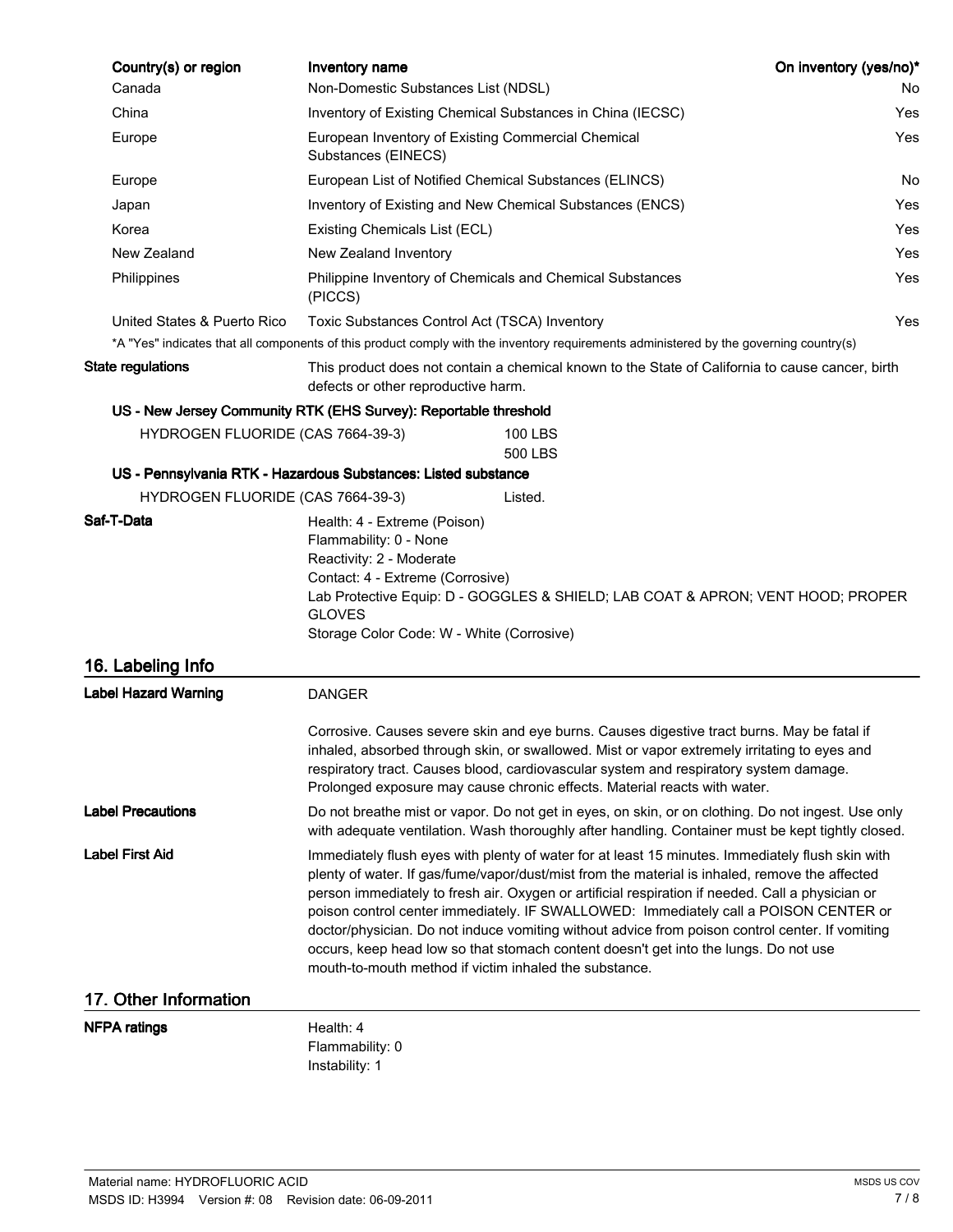| Country(s) or region | Inventory name | On inventory (yes/no)* |
|---|---|---|
| Canada | Non-Domestic Substances List (NDSL) | No |
| China | Inventory of Existing Chemical Substances in China (IECSC) | Yes |
| Europe | European Inventory of Existing Commercial Chemical Substances (EINECS) | Yes |
| Europe | European List of Notified Chemical Substances (ELINCS) | No |
| Japan | Inventory of Existing and New Chemical Substances (ENCS) | Yes |
| Korea | Existing Chemicals List (ECL) | Yes |
| New Zealand | New Zealand Inventory | Yes |
| Philippines | Philippine Inventory of Chemicals and Chemical Substances (PICCS) | Yes |
| United States & Puerto Rico | Toxic Substances Control Act (TSCA) Inventory | Yes |

*A "Yes" indicates that all components of this product comply with the inventory requirements administered by the governing country(s)

**State regulations**

This product does not contain a chemical known to the State of California to cause cancer, birth defects or other reproductive harm.

**US - New Jersey Community RTK (EHS Survey): Reportable threshold**

| | |
|---|---|
| HYDROGEN FLUORIDE (CAS 7664-39-3) | 100 LBS<br>500 LBS |

**US - Pennsylvania RTK - Hazardous Substances: Listed substance**

| | |
|---|---|
| HYDROGEN FLUORIDE (CAS 7664-39-3) | Listed. |

**Saf-T-Data**

Health: 4 - Extreme (Poison)
Flammability: 0 - None
Reactivity: 2 - Moderate
Contact: 4 - Extreme (Corrosive)
Lab Protective Equip: D - GOGGLES & SHIELD; LAB COAT & APRON; VENT HOOD; PROPER GLOVES
Storage Color Code: W - White (Corrosive)

## 16. Labeling Info

**Label Hazard Warning**

DANGER

Corrosive. Causes severe skin and eye burns. Causes digestive tract burns. May be fatal if inhaled, absorbed through skin, or swallowed. Mist or vapor extremely irritating to eyes and respiratory tract. Causes blood, cardiovascular system and respiratory system damage. Prolonged exposure may cause chronic effects. Material reacts with water.

**Label Precautions**

Do not breathe mist or vapor. Do not get in eyes, on skin, or on clothing. Do not ingest. Use only with adequate ventilation. Wash thoroughly after handling. Container must be kept tightly closed.

**Label First Aid**

Immediately flush eyes with plenty of water for at least 15 minutes. Immediately flush skin with plenty of water. If gas/fume/vapor/dust/mist from the material is inhaled, remove the affected person immediately to fresh air. Oxygen or artificial respiration if needed. Call a physician or poison control center immediately. IF SWALLOWED: Immediately call a POISON CENTER or doctor/physician. Do not induce vomiting without advice from poison control center. If vomiting occurs, keep head low so that stomach content doesn't get into the lungs. Do not use mouth-to-mouth method if victim inhaled the substance.

## 17. Other Information

**NFPA ratings**

Health: 4
Flammability: 0
Instability: 1

Material name: HYDROFLUORIC ACID
MSDS ID: H3994 Version #: 08 Revision date: 06-09-2011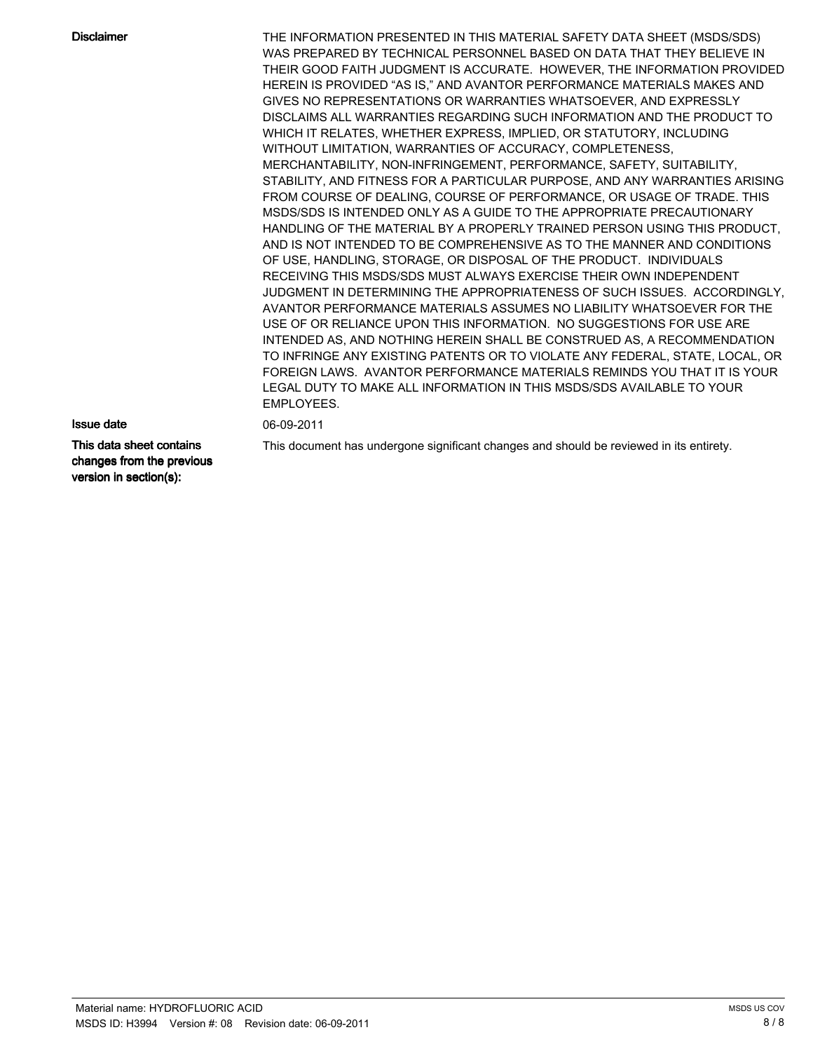**Disclaimer**

THE INFORMATION PRESENTED IN THIS MATERIAL SAFETY DATA SHEET (MSDS/SDS) WAS PREPARED BY TECHNICAL PERSONNEL BASED ON DATA THAT THEY BELIEVE IN THEIR GOOD FAITH JUDGMENT IS ACCURATE. HOWEVER, THE INFORMATION PROVIDED HEREIN IS PROVIDED "AS IS," AND AVANTOR PERFORMANCE MATERIALS MAKES AND GIVES NO REPRESENTATIONS OR WARRANTIES WHATSOEVER, AND EXPRESSLY DISCLAIMS ALL WARRANTIES REGARDING SUCH INFORMATION AND THE PRODUCT TO WHICH IT RELATES, WHETHER EXPRESS, IMPLIED, OR STATUTORY, INCLUDING WITHOUT LIMITATION, WARRANTIES OF ACCURACY, COMPLETENESS, MERCHANTABILITY, NON-INFRINGEMENT, PERFORMANCE, SAFETY, SUITABILITY, STABILITY, AND FITNESS FOR A PARTICULAR PURPOSE, AND ANY WARRANTIES ARISING FROM COURSE OF DEALING, COURSE OF PERFORMANCE, OR USAGE OF TRADE. THIS MSDS/SDS IS INTENDED ONLY AS A GUIDE TO THE APPROPRIATE PRECAUTIONARY HANDLING OF THE MATERIAL BY A PROPERLY TRAINED PERSON USING THIS PRODUCT, AND IS NOT INTENDED TO BE COMPREHENSIVE AS TO THE MANNER AND CONDITIONS OF USE, HANDLING, STORAGE, OR DISPOSAL OF THE PRODUCT. INDIVIDUALS RECEIVING THIS MSDS/SDS MUST ALWAYS EXERCISE THEIR OWN INDEPENDENT JUDGMENT IN DETERMINING THE APPROPRIATENESS OF SUCH ISSUES. ACCORDINGLY, AVANTOR PERFORMANCE MATERIALS ASSUMES NO LIABILITY WHATSOEVER FOR THE USE OF OR RELIANCE UPON THIS INFORMATION. NO SUGGESTIONS FOR USE ARE INTENDED AS, AND NOTHING HEREIN SHALL BE CONSTRUED AS, A RECOMMENDATION TO INFRINGE ANY EXISTING PATENTS OR TO VIOLATE ANY FEDERAL, STATE, LOCAL, OR FOREIGN LAWS. AVANTOR PERFORMANCE MATERIALS REMINDS YOU THAT IT IS YOUR LEGAL DUTY TO MAKE ALL INFORMATION IN THIS MSDS/SDS AVAILABLE TO YOUR EMPLOYEES.

**Issue date**

06-09-2011

**This data sheet contains changes from the previous version in section(s):**

This document has undergone significant changes and should be reviewed in its entirety.

Material name: HYDROFLUORIC ACID

MSDS ID: H3994 Version #: 08 Revision date: 06-09-2011